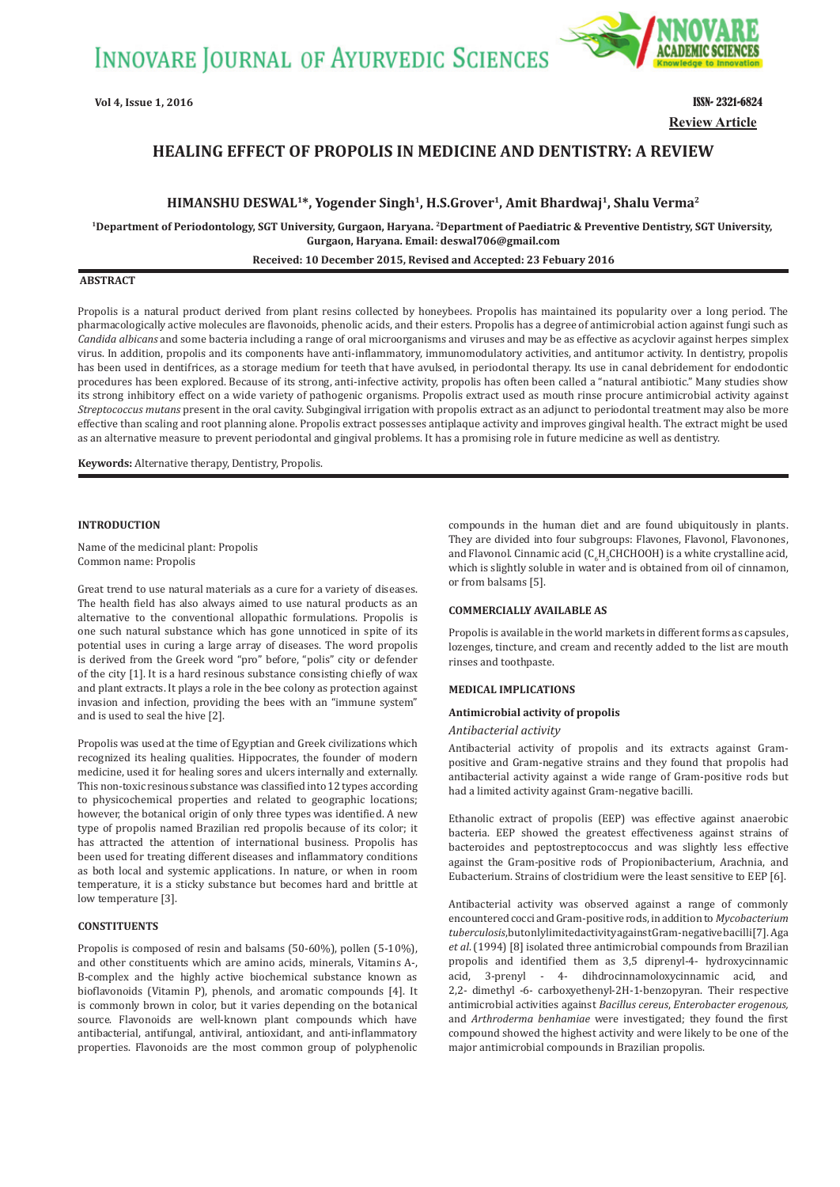**Review Article**

# HEALING EFFECT OF PROPOLIS IN MEDICINE AND DENTISTRY: A REVIEW

**HIMANSHU DESWAL[1]*, Yogender Singh[1], H.S.Grover[1], Amit Bhardwaj[1], Shalu Verma[2]**

[1]Department of Periodontology, SGT University, Gurgaon, Haryana. [2]Department of Paediatric & Preventive Dentistry, SGT University, Gurgaon, Haryana. Email: deswal706@gmail.com

Received: 10 December 2015, Revised and Accepted: 23 Febuary 2016

## ABSTRACT

Propolis is a natural product derived from plant resins collected by honeybees. Propolis has maintained its popularity over a long period. The pharmacologically active molecules are flavonoids, phenolic acids, and their esters. Propolis has a degree of antimicrobial action against fungi such as *Candida albicans* and some bacteria including a range of oral microorganisms and viruses and may be as effective as acyclovir against herpes simplex virus. In addition, propolis and its components have anti-inflammatory, immunomodulatory activities, and antitumor activity. In dentistry, propolis has been used in dentifrices, as a storage medium for teeth that have avulsed, in periodontal therapy. Its use in canal debridement for endodontic procedures has been explored. Because of its strong, anti-infective activity, propolis has often been called a "natural antibiotic." Many studies show its strong inhibitory effect on a wide variety of pathogenic organisms. Propolis extract used as mouth rinse procure antimicrobial activity against *Streptococcus mutans* present in the oral cavity. Subgingival irrigation with propolis extract as an adjunct to periodontal treatment may also be more effective than scaling and root planning alone. Propolis extract possesses antiplaque activity and improves gingival health. The extract might be used as an alternative measure to prevent periodontal and gingival problems. It has a promising role in future medicine as well as dentistry.

**Keywords:** Alternative therapy, Dentistry, Propolis.

## INTRODUCTION

Name of the medicinal plant: Propolis
Common name: Propolis

Great trend to use natural materials as a cure for a variety of diseases. The health field has also always aimed to use natural products as an alternative to the conventional allopathic formulations. Propolis is one such natural substance which has gone unnoticed in spite of its potential uses in curing a large array of diseases. The word propolis is derived from the Greek word "pro" before, "polis" city or defender of the city [1]. It is a hard resinous substance consisting chiefly of wax and plant extracts. It plays a role in the bee colony as protection against invasion and infection, providing the bees with an "immune system" and is used to seal the hive [2].

Propolis was used at the time of Egyptian and Greek civilizations which recognized its healing qualities. Hippocrates, the founder of modern medicine, used it for healing sores and ulcers internally and externally. This non-toxic resinous substance was classified into 12 types according to physicochemical properties and related to geographic locations; however, the botanical origin of only three types was identified. A new type of propolis named Brazilian red propolis because of its color; it has attracted the attention of international business. Propolis has been used for treating different diseases and inflammatory conditions as both local and systemic applications. In nature, or when in room temperature, it is a sticky substance but becomes hard and brittle at low temperature [3].

## CONSTITUENTS

Propolis is composed of resin and balsams (50-60%), pollen (5-10%), and other constituents which are amino acids, minerals, Vitamins A-, B-complex and the highly active biochemical substance known as bioflavonoids (Vitamin P), phenols, and aromatic compounds [4]. It is commonly brown in color, but it varies depending on the botanical source. Flavonoids are well-known plant compounds which have antibacterial, antifungal, antiviral, antioxidant, and anti-inflammatory properties. Flavonoids are the most common group of polyphenolic compounds in the human diet and are found ubiquitously in plants. They are divided into four subgroups: Flavones, Flavonol, Flavonones, and Flavonol. Cinnamic acid ($C_6H_5CHCHOOH$) is a white crystalline acid, which is slightly soluble in water and is obtained from oil of cinnamon, or from balsams [5].

## COMMERCIALLY AVAILABLE AS

Propolis is available in the world markets in different forms as capsules, lozenges, tincture, and cream and recently added to the list are mouth rinses and toothpaste.

## MEDICAL IMPLICATIONS

### Antimicrobial activity of propolis

#### *Antibacterial activity*

Antibacterial activity of propolis and its extracts against Gram-positive and Gram-negative strains and they found that propolis had antibacterial activity against a wide range of Gram-positive rods but had a limited activity against Gram-negative bacilli.

Ethanolic extract of propolis (EEP) was effective against anaerobic bacteria. EEP showed the greatest effectiveness against strains of bacteroides and peptostreptococcus and was slightly less effective against the Gram-positive rods of Propionibacterium, Arachnia, and Eubacterium. Strains of clostridium were the least sensitive to EEP [6].

Antibacterial activity was observed against a range of commonly encountered cocci and Gram-positive rods, in addition to *Mycobacterium tuberculosis*, but only limited activity against Gram-negative bacilli [7]. Aga *et al.* (1994) [8] isolated three antimicrobial compounds from Brazilian propolis and identified them as 3,5 diprenyl-4- hydroxycinnamic acid, 3-prenyl - 4- dihdrocinnamoloxycinnamic acid, and 2,2- dimethyl -6- carboxyethenyl-2H-1-benzopyran. Their respective antimicrobial activities against *Bacillus cereus*, *Enterobacter erogenous,* and *Arthroderma benhamiae* were investigated; they found the first compound showed the highest activity and were likely to be one of the major antimicrobial compounds in Brazilian propolis.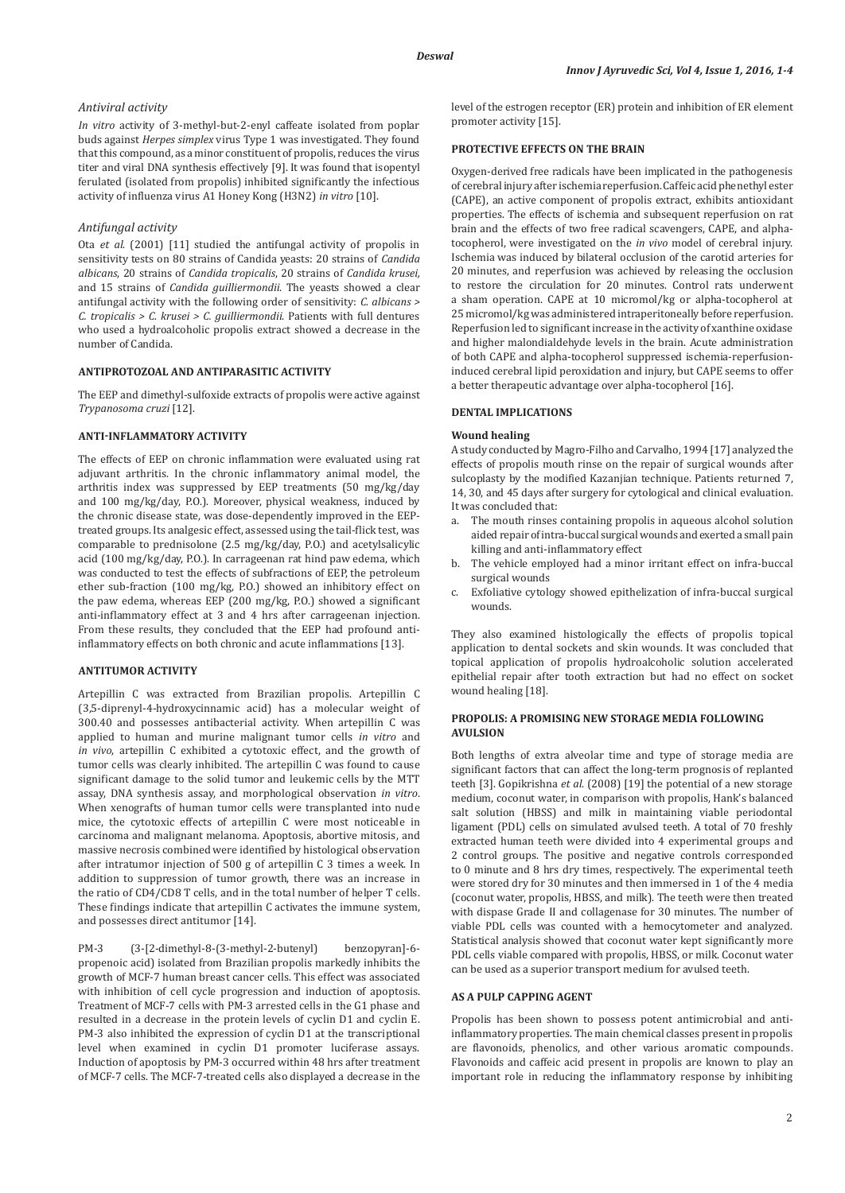### *Antiviral activity*

*In vitro* activity of 3-methyl-but-2-enyl caffeate isolated from poplar buds against *Herpes simplex* virus Type 1 was investigated. They found that this compound, as a minor constituent of propolis, reduces the virus titer and viral DNA synthesis effectively [9]. It was found that isopentyl ferulated (isolated from propolis) inhibited significantly the infectious activity of influenza virus A1 Honey Kong (H3N2) *in vitro* [10].

### *Antifungal activity*

Ota *et al*. (2001) [11] studied the antifungal activity of propolis in sensitivity tests on 80 strains of Candida yeasts: 20 strains of *Candida albicans*, 20 strains of *Candida tropicalis*, 20 strains of *Candida krusei*, and 15 strains of *Candida guilliermondii*. The yeasts showed a clear antifungal activity with the following order of sensitivity: *C. albicans* > *C. tropicalis* > *C. krusei* > *C. guilliermondii*. Patients with full dentures who used a hydroalcoholic propolis extract showed a decrease in the number of Candida.

## ANTIPROTOZOAL AND ANTIPARASITIC ACTIVITY

The EEP and dimethyl-sulfoxide extracts of propolis were active against *Trypanosoma cruzi* [12].

## ANTI-INFLAMMATORY ACTIVITY

The effects of EEP on chronic inflammation were evaluated using rat adjuvant arthritis. In the chronic inflammatory animal model, the arthritis index was suppressed by EEP treatments (50 mg/kg/day and 100 mg/kg/day, P.O.). Moreover, physical weakness, induced by the chronic disease state, was dose-dependently improved in the EEP-treated groups. Its analgesic effect, assessed using the tail-flick test, was comparable to prednisolone (2.5 mg/kg/day, P.O.) and acetylsalicylic acid (100 mg/kg/day, P.O.). In carrageenan rat hind paw edema, which was conducted to test the effects of subfractions of EEP, the petroleum ether sub-fraction (100 mg/kg, P.O.) showed an inhibitory effect on the paw edema, whereas EEP (200 mg/kg, P.O.) showed a significant anti-inflammatory effect at 3 and 4 hrs after carrageenan injection. From these results, they concluded that the EEP had profound anti-inflammatory effects on both chronic and acute inflammations [13].

## ANTITUMOR ACTIVITY

Artepillin C was extracted from Brazilian propolis. Artepillin C (3,5-diprenyl-4-hydroxycinnamic acid) has a molecular weight of 300.40 and possesses antibacterial activity. When artepillin C was applied to human and murine malignant tumor cells *in vitro* and *in vivo*, artepillin C exhibited a cytotoxic effect, and the growth of tumor cells was clearly inhibited. The artepillin C was found to cause significant damage to the solid tumor and leukemic cells by the MTT assay, DNA synthesis assay, and morphological observation *in vitro*. When xenografts of human tumor cells were transplanted into nude mice, the cytotoxic effects of artepillin C were most noticeable in carcinoma and malignant melanoma. Apoptosis, abortive mitosis, and massive necrosis combined were identified by histological observation after intratumor injection of 500 g of artepillin C 3 times a week. In addition to suppression of tumor growth, there was an increase in the ratio of CD4/CD8 T cells, and in the total number of helper T cells. These findings indicate that artepillin C activates the immune system, and possesses direct antitumor [14].

PM-3 (3-[2-dimethyl-8-(3-methyl-2-butenyl) benzopyran]-6-propenoic acid) isolated from Brazilian propolis markedly inhibits the growth of MCF-7 human breast cancer cells. This effect was associated with inhibition of cell cycle progression and induction of apoptosis. Treatment of MCF-7 cells with PM-3 arrested cells in the G1 phase and resulted in a decrease in the protein levels of cyclin D1 and cyclin E. PM-3 also inhibited the expression of cyclin D1 at the transcriptional level when examined in cyclin D1 promoter luciferase assays. Induction of apoptosis by PM-3 occurred within 48 hrs after treatment of MCF-7 cells. The MCF-7-treated cells also displayed a decrease in the level of the estrogen receptor (ER) protein and inhibition of ER element promoter activity [15].

## PROTECTIVE EFFECTS ON THE BRAIN

Oxygen-derived free radicals have been implicated in the pathogenesis of cerebral injury after ischemia reperfusion. Caffeic acid phenethyl ester (CAPE), an active component of propolis extract, exhibits antioxidant properties. The effects of ischemia and subsequent reperfusion on rat brain and the effects of two free radical scavengers, CAPE, and alpha-tocopherol, were investigated on the *in vivo* model of cerebral injury. Ischemia was induced by bilateral occlusion of the carotid arteries for 20 minutes, and reperfusion was achieved by releasing the occlusion to restore the circulation for 20 minutes. Control rats underwent a sham operation. CAPE at 10 micromol/kg or alpha-tocopherol at 25 micromol/kg was administered intraperitoneally before reperfusion. Reperfusion led to significant increase in the activity of xanthine oxidase and higher malondialdehyde levels in the brain. Acute administration of both CAPE and alpha-tocopherol suppressed ischemia-reperfusion-induced cerebral lipid peroxidation and injury, but CAPE seems to offer a better therapeutic advantage over alpha-tocopherol [16].

## DENTAL IMPLICATIONS

### Wound healing

A study conducted by Magro-Filho and Carvalho, 1994 [17] analyzed the effects of propolis mouth rinse on the repair of surgical wounds after sulcoplasty by the modified Kazanjian technique. Patients returned 7, 14, 30, and 45 days after surgery for cytological and clinical evaluation. It was concluded that:

a. The mouth rinses containing propolis in aqueous alcohol solution aided repair of intra-buccal surgical wounds and exerted a small pain killing and anti-inflammatory effect
b. The vehicle employed had a minor irritant effect on infra-buccal surgical wounds
c. Exfoliative cytology showed epithelization of infra-buccal surgical wounds.

They also examined histologically the effects of propolis topical application to dental sockets and skin wounds. It was concluded that topical application of propolis hydroalcoholic solution accelerated epithelial repair after tooth extraction but had no effect on socket wound healing [18].

## PROPOLIS: A PROMISING NEW STORAGE MEDIA FOLLOWING AVULSION

Both lengths of extra alveolar time and type of storage media are significant factors that can affect the long-term prognosis of replanted teeth [3]. Gopikrishna *et al*. (2008) [19] the potential of a new storage medium, coconut water, in comparison with propolis, Hank's balanced salt solution (HBSS) and milk in maintaining viable periodontal ligament (PDL) cells on simulated avulsed teeth. A total of 70 freshly extracted human teeth were divided into 4 experimental groups and 2 control groups. The positive and negative controls corresponded to 0 minute and 8 hrs dry times, respectively. The experimental teeth were stored dry for 30 minutes and then immersed in 1 of the 4 media (coconut water, propolis, HBSS, and milk). The teeth were then treated with dispase Grade II and collagenase for 30 minutes. The number of viable PDL cells was counted with a hemocytometer and analyzed. Statistical analysis showed that coconut water kept significantly more PDL cells viable compared with propolis, HBSS, or milk. Coconut water can be used as a superior transport medium for avulsed teeth.

## AS A PULP CAPPING AGENT

Propolis has been shown to possess potent antimicrobial and anti-inflammatory properties. The main chemical classes present in propolis are flavonoids, phenolics, and other various aromatic compounds. Flavonoids and caffeic acid present in propolis are known to play an important role in reducing the inflammatory response by inhibiting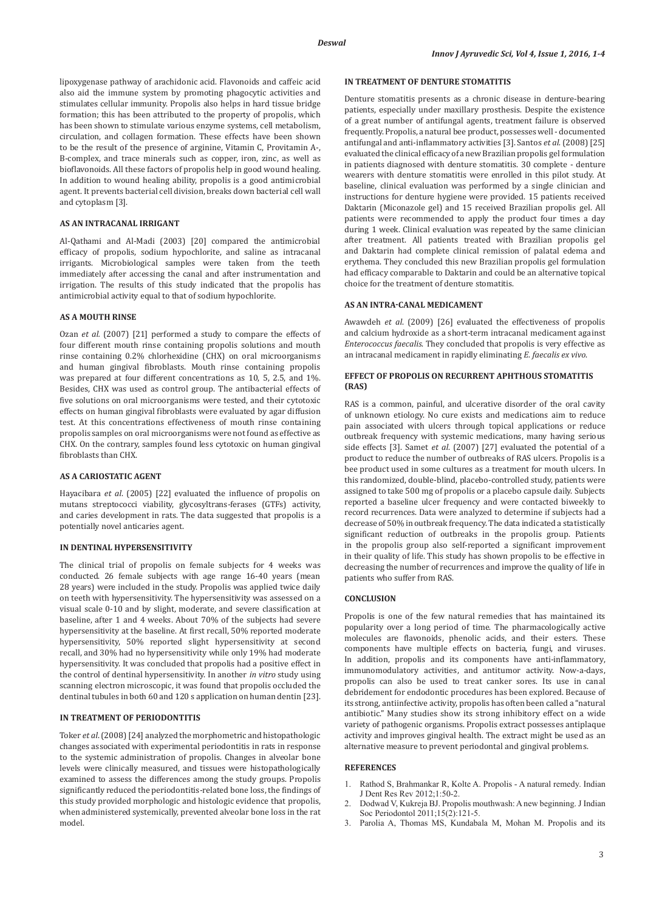lipoxygenase pathway of arachidonic acid. Flavonoids and caffeic acid also aid the immune system by promoting phagocytic activities and stimulates cellular immunity. Propolis also helps in hard tissue bridge formation; this has been attributed to the property of propolis, which has been shown to stimulate various enzyme systems, cell metabolism, circulation, and collagen formation. These effects have been shown to be the result of the presence of arginine, Vitamin C, Provitamin A-, B-complex, and trace minerals such as copper, iron, zinc, as well as bioflavonoids. All these factors of propolis help in good wound healing. In addition to wound healing ability, propolis is a good antimicrobial agent. It prevents bacterial cell division, breaks down bacterial cell wall and cytoplasm [3].

## AS AN INTRACANAL IRRIGANT

Al-Qathami and Al-Madi (2003) [20] compared the antimicrobial efficacy of propolis, sodium hypochlorite, and saline as intracanal irrigants. Microbiological samples were taken from the teeth immediately after accessing the canal and after instrumentation and irrigation. The results of this study indicated that the propolis has antimicrobial activity equal to that of sodium hypochlorite.

## AS A MOUTH RINSE

Ozan *et al.* (2007) [21] performed a study to compare the effects of four different mouth rinse containing propolis solutions and mouth rinse containing 0.2% chlorhexidine (CHX) on oral microorganisms and human gingival fibroblasts. Mouth rinse containing propolis was prepared at four different concentrations as 10, 5, 2.5, and 1%. Besides, CHX was used as control group. The antibacterial effects of five solutions on oral microorganisms were tested, and their cytotoxic effects on human gingival fibroblasts were evaluated by agar diffusion test. At this concentrations effectiveness of mouth rinse containing propolis samples on oral microorganisms were not found as effective as CHX. On the contrary, samples found less cytotoxic on human gingival fibroblasts than CHX.

## AS A CARIOSTATIC AGENT

Hayacibara *et al.* (2005) [22] evaluated the influence of propolis on mutans streptococci viability, glycosyltrans-ferases (GTFs) activity, and caries development in rats. The data suggested that propolis is a potentially novel anticaries agent.

## IN DENTINAL HYPERSENSITIVITY

The clinical trial of propolis on female subjects for 4 weeks was conducted. 26 female subjects with age range 16-40 years (mean 28 years) were included in the study. Propolis was applied twice daily on teeth with hypersensitivity. The hypersensitivity was assessed on a visual scale 0-10 and by slight, moderate, and severe classification at baseline, after 1 and 4 weeks. About 70% of the subjects had severe hypersensitivity at the baseline. At first recall, 50% reported moderate hypersensitivity, 50% reported slight hypersensitivity at second recall, and 30% had no hypersensitivity while only 19% had moderate hypersensitivity. It was concluded that propolis had a positive effect in the control of dentinal hypersensitivity. In another *in vitro* study using scanning electron microscopic, it was found that propolis occluded the dentinal tubules in both 60 and 120 s application on human dentin [23].

## IN TREATMENT OF PERIODONTITIS

Toker *et al.* (2008) [24] analyzed the morphometric and histopathologic changes associated with experimental periodontitis in rats in response to the systemic administration of propolis. Changes in alveolar bone levels were clinically measured, and tissues were histopathologically examined to assess the differences among the study groups. Propolis significantly reduced the periodontitis-related bone loss, the findings of this study provided morphologic and histologic evidence that propolis, when administered systemically, prevented alveolar bone loss in the rat model.

## IN TREATMENT OF DENTURE STOMATITIS

Denture stomatitis presents as a chronic disease in denture-bearing patients, especially under maxillary prosthesis. Despite the existence of a great number of antifungal agents, treatment failure is observed frequently. Propolis, a natural bee product, possesses well - documented antifungal and anti-inflammatory activities [3]. Santos *et al.* (2008) [25] evaluated the clinical efficacy of a new Brazilian propolis gel formulation in patients diagnosed with denture stomatitis. 30 complete - denture wearers with denture stomatitis were enrolled in this pilot study. At baseline, clinical evaluation was performed by a single clinician and instructions for denture hygiene were provided. 15 patients received Daktarin (Miconazole gel) and 15 received Brazilian propolis gel. All patients were recommended to apply the product four times a day during 1 week. Clinical evaluation was repeated by the same clinician after treatment. All patients treated with Brazilian propolis gel and Daktarin had complete clinical remission of palatal edema and erythema. They concluded this new Brazilian propolis gel formulation had efficacy comparable to Daktarin and could be an alternative topical choice for the treatment of denture stomatitis.

## AS AN INTRA-CANAL MEDICAMENT

Awawdeh *et al.* (2009) [26] evaluated the effectiveness of propolis and calcium hydroxide as a short-term intracanal medicament against *Enterococcus faecalis*. They concluded that propolis is very effective as an intracanal medicament in rapidly eliminating *E. faecalis ex vivo*.

## EFFECT OF PROPOLIS ON RECURRENT APHTHOUS STOMATITIS (RAS)

RAS is a common, painful, and ulcerative disorder of the oral cavity of unknown etiology. No cure exists and medications aim to reduce pain associated with ulcers through topical applications or reduce outbreak frequency with systemic medications, many having serious side effects [3]. Samet *et al.* (2007) [27] evaluated the potential of a product to reduce the number of outbreaks of RAS ulcers. Propolis is a bee product used in some cultures as a treatment for mouth ulcers. In this randomized, double-blind, placebo-controlled study, patients were assigned to take 500 mg of propolis or a placebo capsule daily. Subjects reported a baseline ulcer frequency and were contacted biweekly to record recurrences. Data were analyzed to determine if subjects had a decrease of 50% in outbreak frequency. The data indicated a statistically significant reduction of outbreaks in the propolis group. Patients in the propolis group also self-reported a significant improvement in their quality of life. This study has shown propolis to be effective in decreasing the number of recurrences and improve the quality of life in patients who suffer from RAS.

## CONCLUSION

Propolis is one of the few natural remedies that has maintained its popularity over a long period of time. The pharmacologically active molecules are flavonoids, phenolic acids, and their esters. These components have multiple effects on bacteria, fungi, and viruses. In addition, propolis and its components have anti-inflammatory, immunomodulatory activities, and antitumor activity. Now-a-days, propolis can also be used to treat canker sores. Its use in canal debridement for endodontic procedures has been explored. Because of its strong, antiinfective activity, propolis has often been called a "natural antibiotic." Many studies show its strong inhibitory effect on a wide variety of pathogenic organisms. Propolis extract possesses antiplaque activity and improves gingival health. The extract might be used as an alternative measure to prevent periodontal and gingival problems.

## REFERENCES

1. Rathod S, Brahmankar R, Kolte A. Propolis - A natural remedy. Indian J Dent Res Rev 2012;1:50-2.
2. Dodwad V, Kukreja BJ. Propolis mouthwash: A new beginning. J Indian Soc Periodontol 2011;15(2):121-5.
3. Parolia A, Thomas MS, Kundabala M, Mohan M. Propolis and its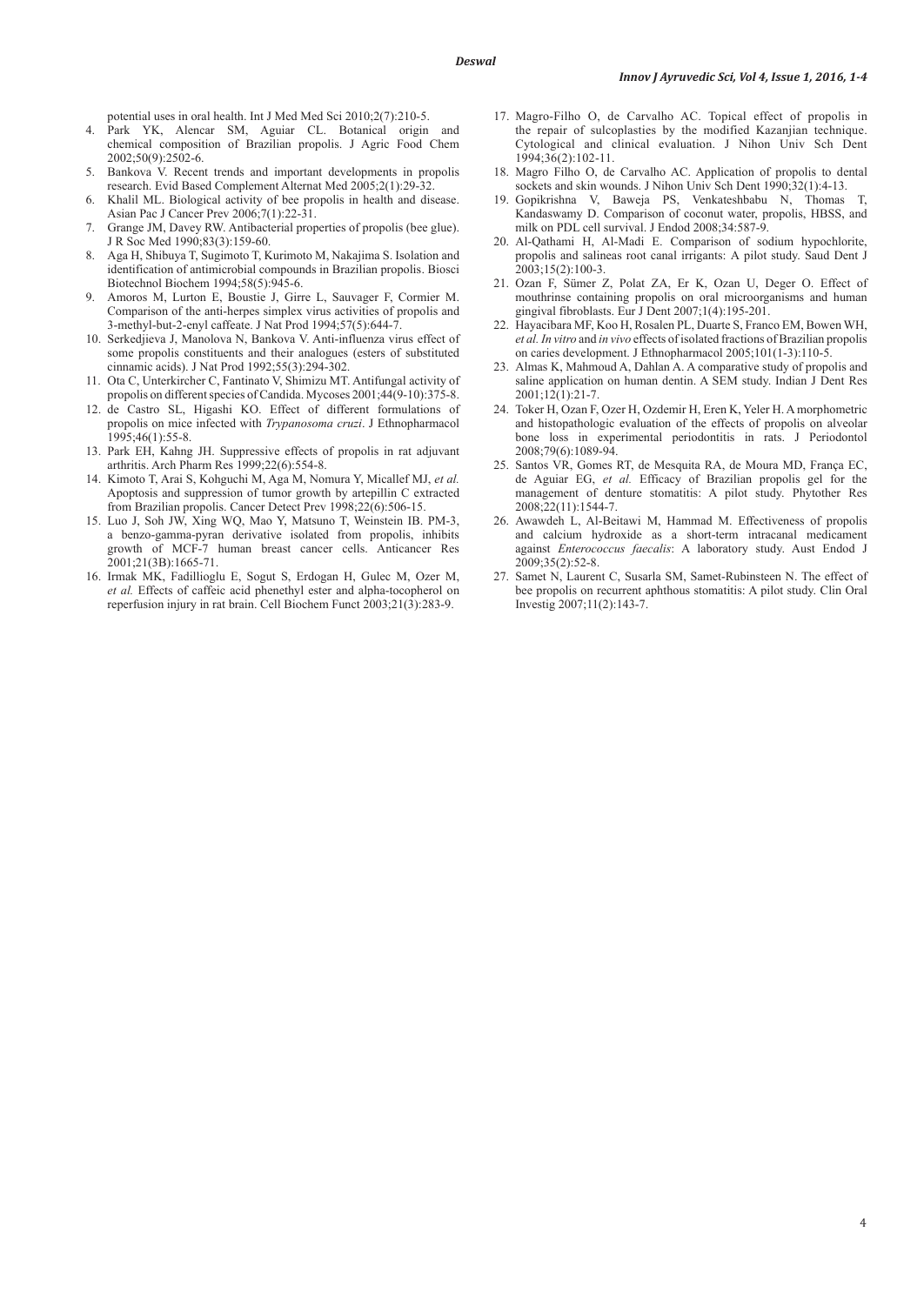potential uses in oral health. Int J Med Med Sci 2010;2(7):210-5.

4. Park YK, Alencar SM, Aguiar CL. Botanical origin and chemical composition of Brazilian propolis. J Agric Food Chem 2002;50(9):2502-6.
5. Bankova V. Recent trends and important developments in propolis research. Evid Based Complement Alternat Med 2005;2(1):29-32.
6. Khalil ML. Biological activity of bee propolis in health and disease. Asian Pac J Cancer Prev 2006;7(1):22-31.
7. Grange JM, Davey RW. Antibacterial properties of propolis (bee glue). J R Soc Med 1990;83(3):159-60.
8. Aga H, Shibuya T, Sugimoto T, Kurimoto M, Nakajima S. Isolation and identification of antimicrobial compounds in Brazilian propolis. Biosci Biotechnol Biochem 1994;58(5):945-6.
9. Amoros M, Lurton E, Boustie J, Girre L, Sauvager F, Cormier M. Comparison of the anti-herpes simplex virus activities of propolis and 3-methyl-but-2-enyl caffeate. J Nat Prod 1994;57(5):644-7.
10. Serkedjieva J, Manolova N, Bankova V. Anti-influenza virus effect of some propolis constituents and their analogues (esters of substituted cinnamic acids). J Nat Prod 1992;55(3):294-302.
11. Ota C, Unterkircher C, Fantinato V, Shimizu MT. Antifungal activity of propolis on different species of Candida. Mycoses 2001;44(9-10):375-8.
12. de Castro SL, Higashi KO. Effect of different formulations of propolis on mice infected with *Trypanosoma cruzi*. J Ethnopharmacol 1995;46(1):55-8.
13. Park EH, Kahng JH. Suppressive effects of propolis in rat adjuvant arthritis. Arch Pharm Res 1999;22(6):554-8.
14. Kimoto T, Arai S, Kohguchi M, Aga M, Nomura Y, Micallef MJ, *et al.* Apoptosis and suppression of tumor growth by artepillin C extracted from Brazilian propolis. Cancer Detect Prev 1998;22(6):506-15.
15. Luo J, Soh JW, Xing WQ, Mao Y, Matsuno T, Weinstein IB. PM-3, a benzo-gamma-pyran derivative isolated from propolis, inhibits growth of MCF-7 human breast cancer cells. Anticancer Res 2001;21(3B):1665-71.
16. Irmak MK, Fadillioglu E, Sogut S, Erdogan H, Gulec M, Ozer M, *et al.* Effects of caffeic acid phenethyl ester and alpha-tocopherol on reperfusion injury in rat brain. Cell Biochem Funct 2003;21(3):283-9.
17. Magro-Filho O, de Carvalho AC. Topical effect of propolis in the repair of sulcoplasties by the modified Kazanjian technique. Cytological and clinical evaluation. J Nihon Univ Sch Dent 1994;36(2):102-11.
18. Magro Filho O, de Carvalho AC. Application of propolis to dental sockets and skin wounds. J Nihon Univ Sch Dent 1990;32(1):4-13.
19. Gopikrishna V, Baweja PS, Venkateshbabu N, Thomas T, Kandaswamy D. Comparison of coconut water, propolis, HBSS, and milk on PDL cell survival. J Endod 2008;34:587-9.
20. Al-Qathami H, Al-Madi E. Comparison of sodium hypochlorite, propolis and salineas root canal irrigants: A pilot study. Saud Dent J 2003;15(2):100-3.
21. Ozan F, Sümer Z, Polat ZA, Er K, Ozan U, Deger O. Effect of mouthrinse containing propolis on oral microorganisms and human gingival fibroblasts. Eur J Dent 2007;1(4):195-201.
22. Hayacibara MF, Koo H, Rosalen PL, Duarte S, Franco EM, Bowen WH, *et al. In vitro* and *in vivo* effects of isolated fractions of Brazilian propolis on caries development. J Ethnopharmacol 2005;101(1-3):110-5.
23. Almas K, Mahmoud A, Dahlan A. A comparative study of propolis and saline application on human dentin. A SEM study. Indian J Dent Res 2001;12(1):21-7.
24. Toker H, Ozan F, Ozer H, Ozdemir H, Eren K, Yeler H. A morphometric and histopathologic evaluation of the effects of propolis on alveolar bone loss in experimental periodontitis in rats. J Periodontol 2008;79(6):1089-94.
25. Santos VR, Gomes RT, de Mesquita RA, de Moura MD, França EC, de Aguiar EG, *et al.* Efficacy of Brazilian propolis gel for the management of denture stomatitis: A pilot study. Phytother Res 2008;22(11):1544-7.
26. Awawdeh L, Al-Beitawi M, Hammad M. Effectiveness of propolis and calcium hydroxide as a short-term intracanal medicament against *Enterococcus faecalis*: A laboratory study. Aust Endod J 2009;35(2):52-8.
27. Samet N, Laurent C, Susarla SM, Samet-Rubinsteen N. The effect of bee propolis on recurrent aphthous stomatitis: A pilot study. Clin Oral Investig 2007;11(2):143-7.